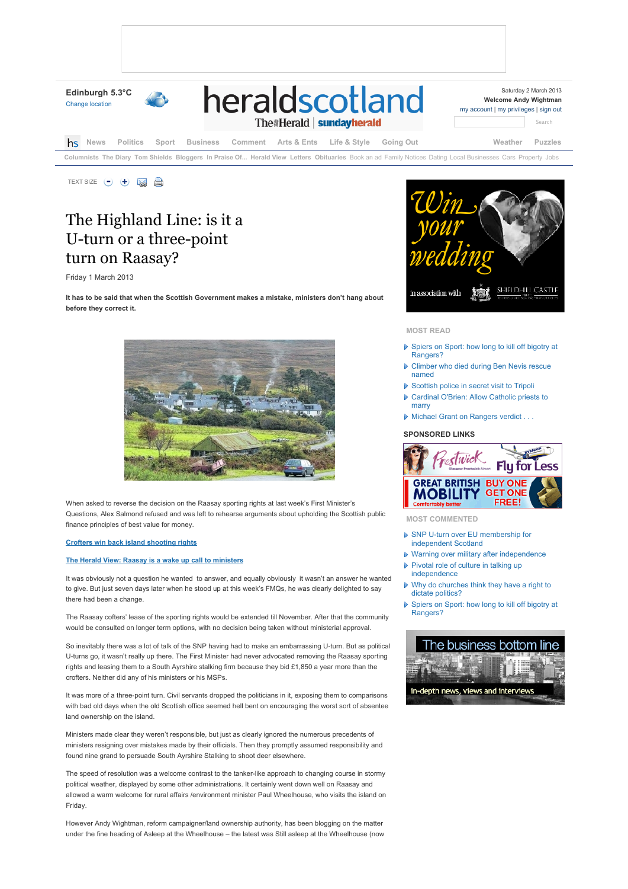# The Highland Line: is it a U-turn or a three-point turn on Raasay?

Friday 1 March 2013

**It has to be said that when the Scottish Government makes a mistake, ministers don't hang about before they correct it.**

When asked to reverse the decision on the Raasay sporting rights at last week's First Minister's Questions, Alex Salmond refused and was left to rehearse arguments about upholding the Scottish public finance principles of best value for money.

**Crofters win back island shooting rights**

**The Herald View: Raasay is a wake up call to ministers**

It was obviously not a question he wanted to answer, and equally obviously it wasn't an answer he wanted to give. But just seven days later when he stood up at this week's FMQs, he was clearly delighted to say there had been a change.

The Raasay cofters' lease of the sporting rights would be extended till November. After that the community would be consulted on longer term options, with no decision being taken without ministerial approval.

So inevitably there was a lot of talk of the SNP having had to make an embarrassing U-turn. But as political U-turns go, it wasn't really up there. The First Minister had never advocated removing the Raasay sporting rights and leasing them to a South Ayrshire stalking firm because they bid £1,850 a year more than the crofters. Neither did any of his ministers or his MSPs.

It was more of a three-point turn. Civil servants dropped the politicians in it, exposing them to comparisons with bad old days when the old Scottish office seemed hell bent on encouraging the worst sort of absentee land ownership on the island.

Ministers made clear they weren't responsible, but just as clearly ignored the numerous precedents of ministers resigning over mistakes made by their officials. Then they promptly assumed responsibility and found nine grand to persuade South Ayrshire Stalking to shoot deer elsewhere.

The speed of resolution was a welcome contrast to the tanker-like approach to changing course in stormy political weather, displayed by some other administrations. It certainly went down well on Raasay and allowed a warm welcome for rural affairs /environment minister Paul Wheelhouse, who visits the island on Friday.

However Andy Wightman, reform campaigner/land ownership authority, has been blogging on the matter under the fine heading of Asleep at the Wheelhouse – the latest was Still asleep at the Wheelhouse (now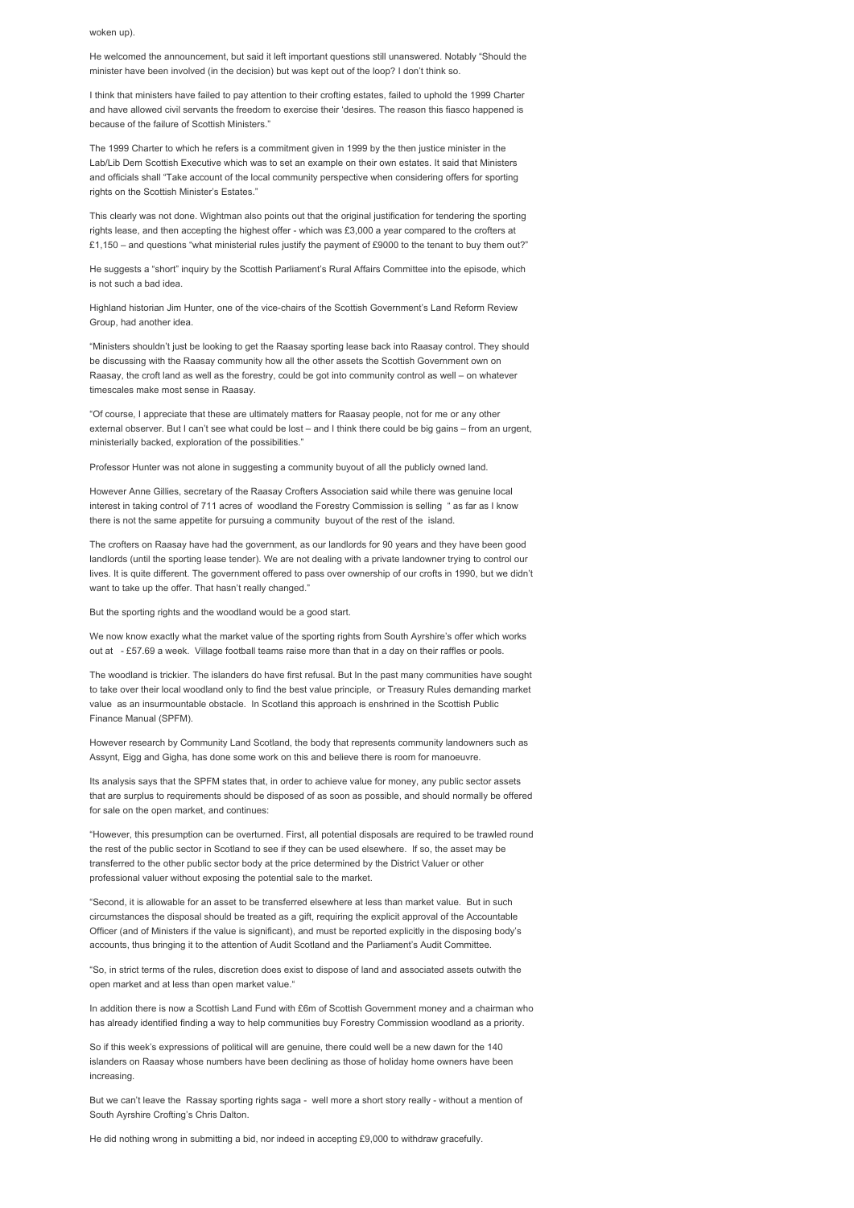woken up).

He welcomed the announcement, but said it left important questions still unanswered. Notably "Should the minister have been involved (in the decision) but was kept out of the loop? I don't think so.

I think that ministers have failed to pay attention to their crofting estates, failed to uphold the 1999 Charter and have allowed civil servants the freedom to exercise their 'desires. The reason this fiasco happened is because of the failure of Scottish Ministers."

The 1999 Charter to which he refers is a commitment given in 1999 by the then justice minister in the Lab/Lib Dem Scottish Executive which was to set an example on their own estates. It said that Ministers and officials shall "Take account of the local community perspective when considering offers for sporting rights on the Scottish Minister's Estates."

This clearly was not done. Wightman also points out that the original justification for tendering the sporting rights lease, and then accepting the highest offer - which was £3,000 a year compared to the crofters at £1,150 – and questions "what ministerial rules justify the payment of £9000 to the tenant to buy them out?"

He suggests a "short" inquiry by the Scottish Parliament's Rural Affairs Committee into the episode, which is not such a bad idea.

Highland historian Jim Hunter, one of the vice-chairs of the Scottish Government's Land Reform Review Group, had another idea.

"Ministers shouldn't just be looking to get the Raasay sporting lease back into Raasay control. They should be discussing with the Raasay community how all the other assets the Scottish Government own on Raasay, the croft land as well as the forestry, could be got into community control as well – on whatever timescales make most sense in Raasay.

"Of course, I appreciate that these are ultimately matters for Raasay people, not for me or any other external observer. But I can't see what could be lost – and I think there could be big gains – from an urgent, ministerially backed, exploration of the possibilities."

Professor Hunter was not alone in suggesting a community buyout of all the publicly owned land.

However Anne Gillies, secretary of the Raasay Crofters Association said while there was genuine local interest in taking control of 711 acres of woodland the Forestry Commission is selling " as far as I know there is not the same appetite for pursuing a community buyout of the rest of the island.

The crofters on Raasay have had the government, as our landlords for 90 years and they have been good landlords (until the sporting lease tender). We are not dealing with a private landowner trying to control our lives. It is quite different. The government offered to pass over ownership of our crofts in 1990, but we didn't want to take up the offer. That hasn't really changed."

But the sporting rights and the woodland would be a good start.

We now know exactly what the market value of the sporting rights from South Ayrshire's offer which works out at - £57.69 a week. Village football teams raise more than that in a day on their raffles or pools.

The woodland is trickier. The islanders do have first refusal. But In the past many communities have sought to take over their local woodland only to find the best value principle, or Treasury Rules demanding market value as an insurmountable obstacle. In Scotland this approach is enshrined in the Scottish Public Finance Manual (SPFM).

However research by Community Land Scotland, the body that represents community landowners such as Assynt, Eigg and Gigha, has done some work on this and believe there is room for manoeuvre.

Its analysis says that the SPFM states that, in order to achieve value for money, any public sector assets that are surplus to requirements should be disposed of as soon as possible, and should normally be offered for sale on the open market, and continues:

"However, this presumption can be overturned. First, all potential disposals are required to be trawled round the rest of the public sector in Scotland to see if they can be used elsewhere. If so, the asset may be transferred to the other public sector body at the price determined by the District Valuer or other professional valuer without exposing the potential sale to the market.

"Second, it is allowable for an asset to be transferred elsewhere at less than market value. But in such circumstances the disposal should be treated as a gift, requiring the explicit approval of the Accountable Officer (and of Ministers if the value is significant), and must be reported explicitly in the disposing body's accounts, thus bringing it to the attention of Audit Scotland and the Parliament's Audit Committee.

"So, in strict terms of the rules, discretion does exist to dispose of land and associated assets outwith the open market and at less than open market value."

In addition there is now a Scottish Land Fund with £6m of Scottish Government money and a chairman who has already identified finding a way to help communities buy Forestry Commission woodland as a priority.

So if this week's expressions of political will are genuine, there could well be a new dawn for the 140 islanders on Raasay whose numbers have been declining as those of holiday home owners have been increasing.

But we can't leave the Rassay sporting rights saga - well more a short story really - without a mention of South Ayrshire Crofting's Chris Dalton.

He did nothing wrong in submitting a bid, nor indeed in accepting £9,000 to withdraw gracefully.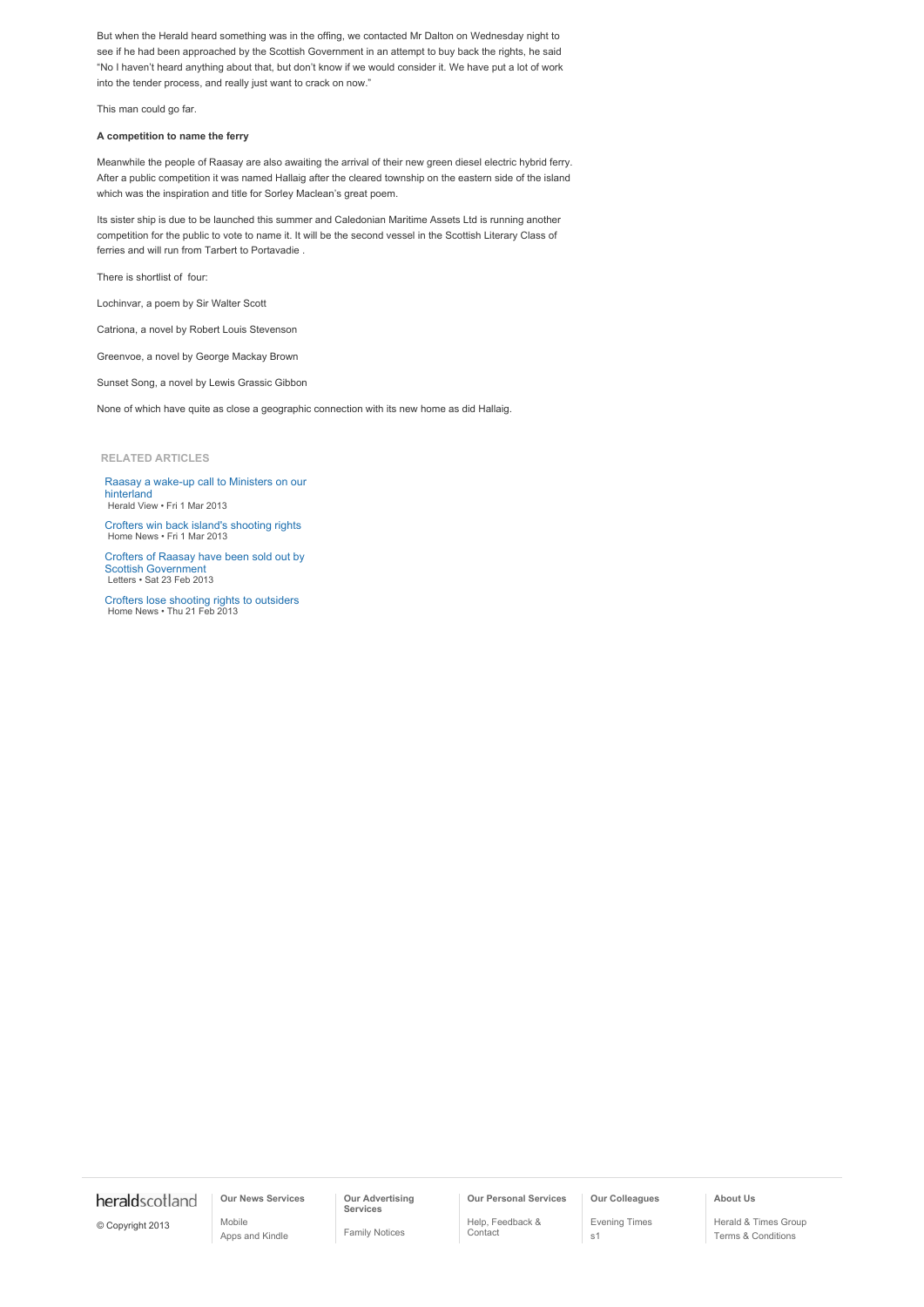But when the Herald heard something was in the offing, we contacted Mr Dalton on Wednesday night to see if he had been approached by the Scottish Government in an attempt to buy back the rights, he said "No I haven't heard anything about that, but don't know if we would consider it. We have put a lot of work into the tender process, and really just want to crack on now."

This man could go far.

**A competition to name the ferry**

Meanwhile the people of Raasay are also awaiting the arrival of their new green diesel electric hybrid ferry. After a public competition it was named Hallaig after the cleared township on the eastern side of the island which was the inspiration and title for Sorley Maclean's great poem.

Its sister ship is due to be launched this summer and Caledonian Maritime Assets Ltd is running another competition for the public to vote to name it. It will be the second vessel in the Scottish Literary Class of ferries and will run from Tarbert to Portavadie .

There is shortlist of four:

Lochinvar, a poem by Sir Walter Scott

Catriona, a novel by Robert Louis Stevenson

Greenvoe, a novel by George Mackay Brown

Sunset Song, a novel by Lewis Grassic Gibbon

None of which have quite as close a geographic connection with its new home as did Hallaig.

**RELATED ARTICLES**

Raasay a wake-up call to Ministers on our hinterland
Herald View • Fri 1 Mar 2013

Crofters win back island's shooting rights
Home News • Fri 1 Mar 2013

Crofters of Raasay have been sold out by Scottish Government
Letters • Sat 23 Feb 2013

Crofters lose shooting rights to outsiders
Home News • Thu 21 Feb 2013

heraldscotland

© Copyright 2013

**Our News Services**

Mobile
Apps and Kindle

**Our Advertising Services**

Family Notices

**Our Personal Services**

Help, Feedback & Contact

**Our Colleagues**

Evening Times
s1

**About Us**

Herald & Times Group
Terms & Conditions